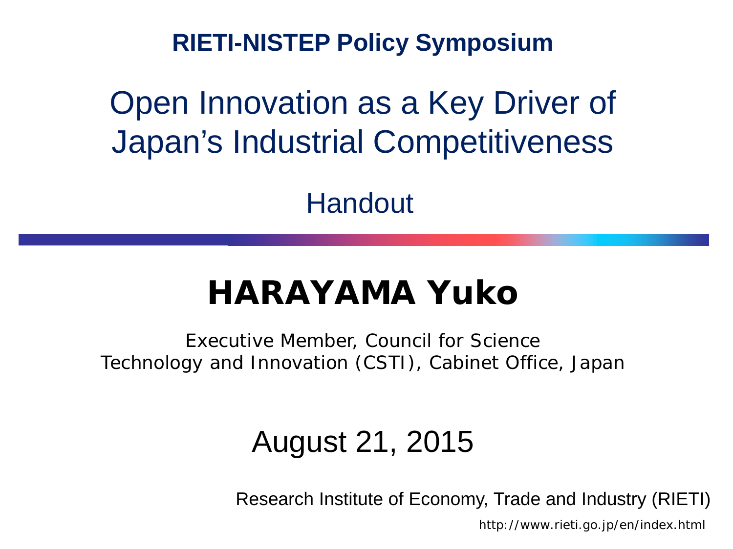**RIETI-NISTEP Policy Symposium**

# Open Innovation as a Key Driver of Japan's Industrial Competitiveness

Handout

## HARAYAMA Yuko

Executive Member, Council for Science Technology and Innovation (CSTI), Cabinet Office, Japan

August 21, 2015

Research Institute of Economy, Trade and Industry (RIETI)

http://www.rieti.go.jp/en/index.html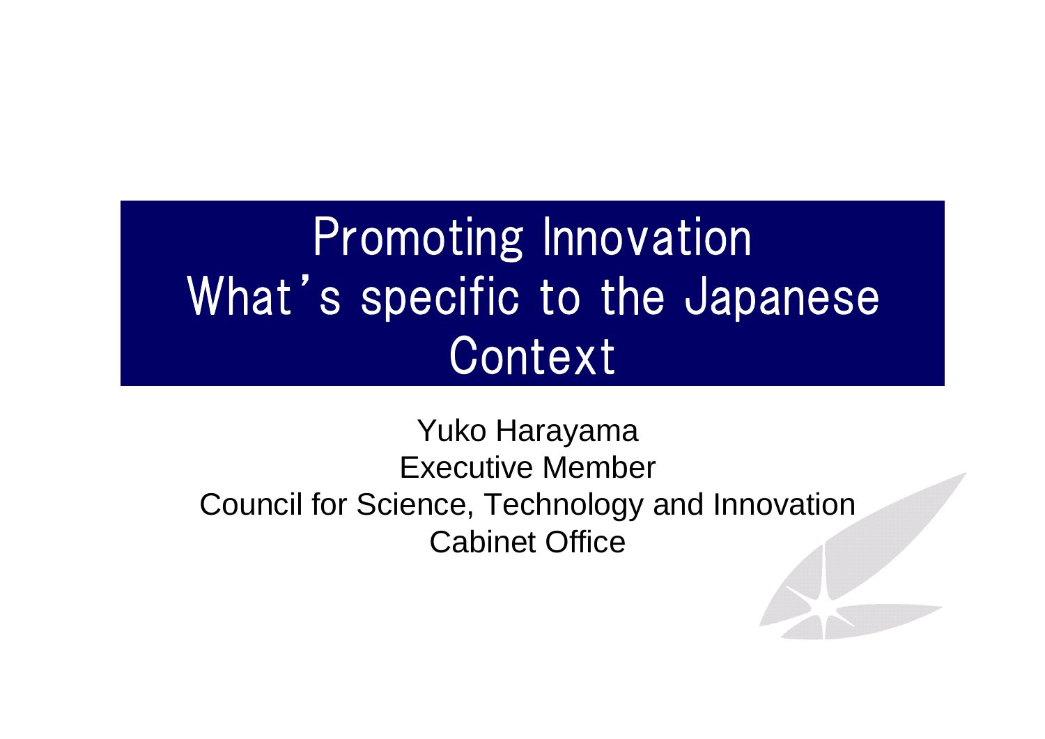# Promoting Innovation What's specific to the Japanese Context

Yuko Harayama
Executive Member
Council for Science, Technology and Innovation
Cabinet Office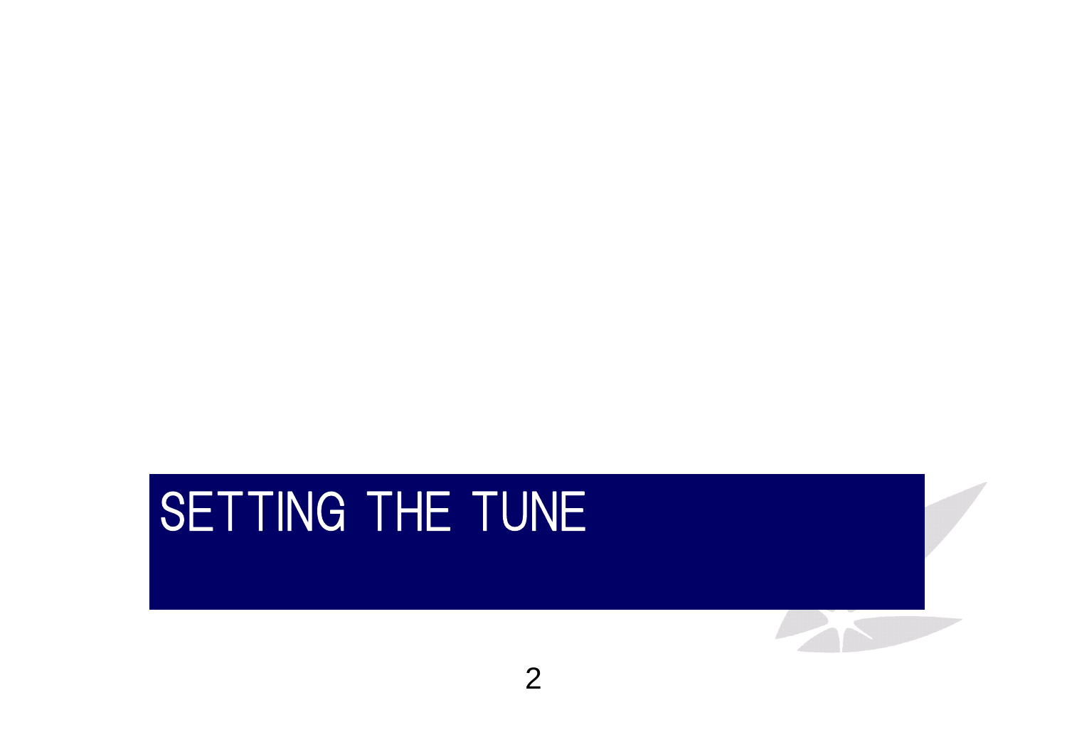# SETTING THE TUNE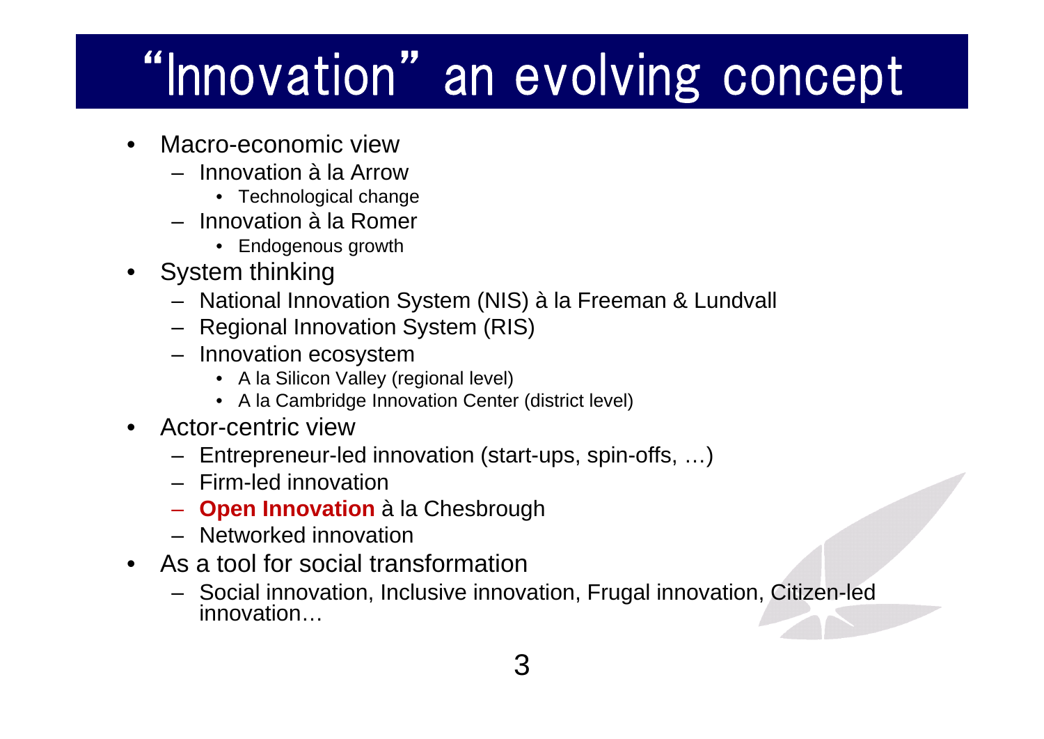# "Innovation" an evolving concept

- Macro-economic view
  - Innovation à la Arrow
    - Technological change
  - Innovation à la Romer
    - Endogenous growth
- System thinking
  - National Innovation System (NIS) à la Freeman & Lundvall
  - Regional Innovation System (RIS)
  - Innovation ecosystem
    - A la Silicon Valley (regional level)
    - A la Cambridge Innovation Center (district level)
- Actor-centric view
  - Entrepreneur-led innovation (start-ups, spin-offs, …)
  - Firm-led innovation
  - **Open Innovation** à la Chesbrough
  - Networked innovation
- As a tool for social transformation
  - Social innovation, Inclusive innovation, Frugal innovation, Citizen-led innovation…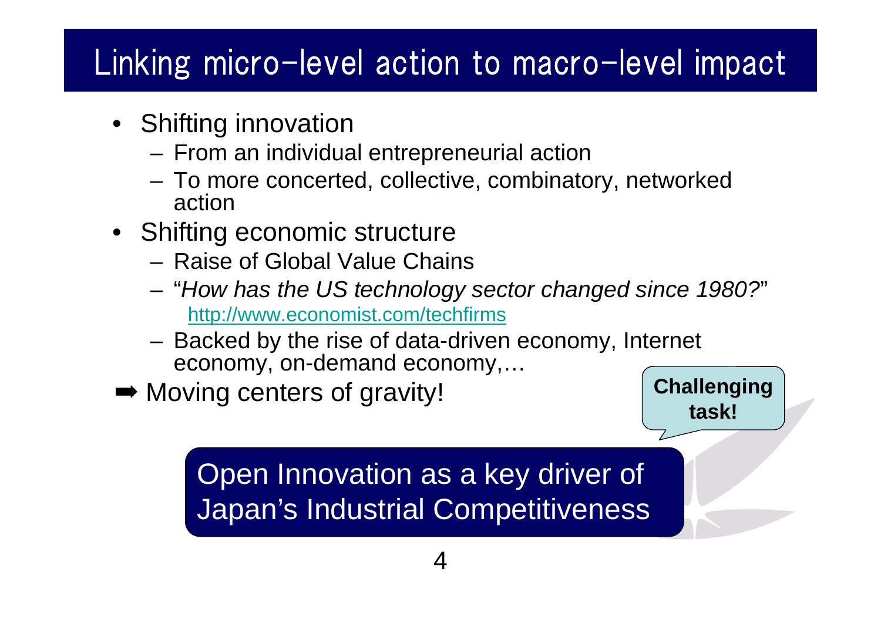# Linking micro-level action to macro-level impact

- Shifting innovation
  - From an individual entrepreneurial action
  - To more concerted, collective, combinatory, networked action
- Shifting economic structure
  - Raise of Global Value Chains
  - "*How has the US technology sector changed since 1980?*" http://www.economist.com/techfirms
  - Backed by the rise of data-driven economy, Internet economy, on-demand economy,…

➡ Moving centers of gravity!

**Challenging task!**

Open Innovation as a key driver of Japan's Industrial Competitiveness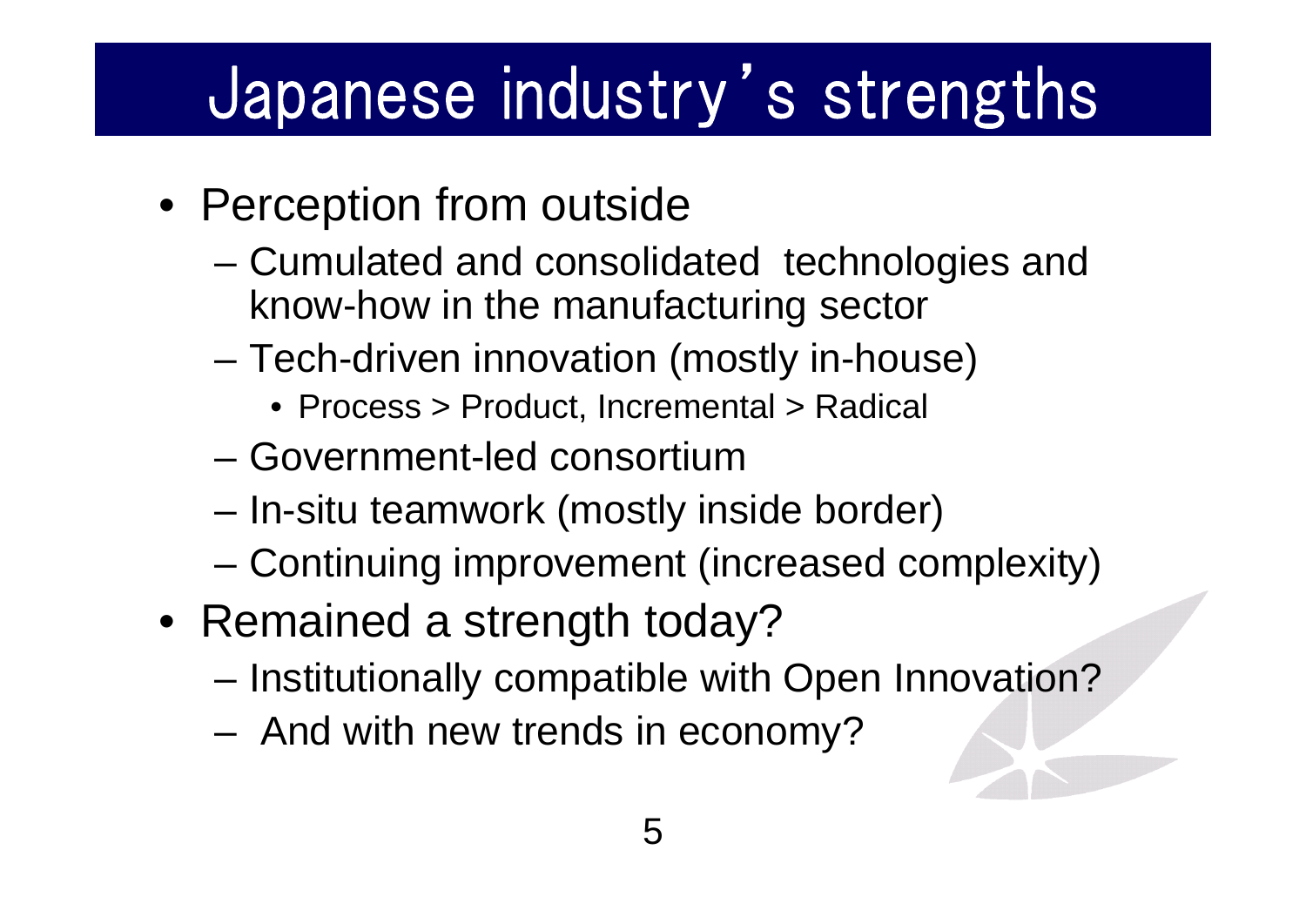# Japanese industry's strengths

- Perception from outside
  - Cumulated and consolidated technologies and know-how in the manufacturing sector
  - Tech-driven innovation (mostly in-house)
    - Process > Product, Incremental > Radical
  - Government-led consortium
  - In-situ teamwork (mostly inside border)
  - Continuing improvement (increased complexity)
- Remained a strength today?
  - Institutionally compatible with Open Innovation?
  - And with new trends in economy?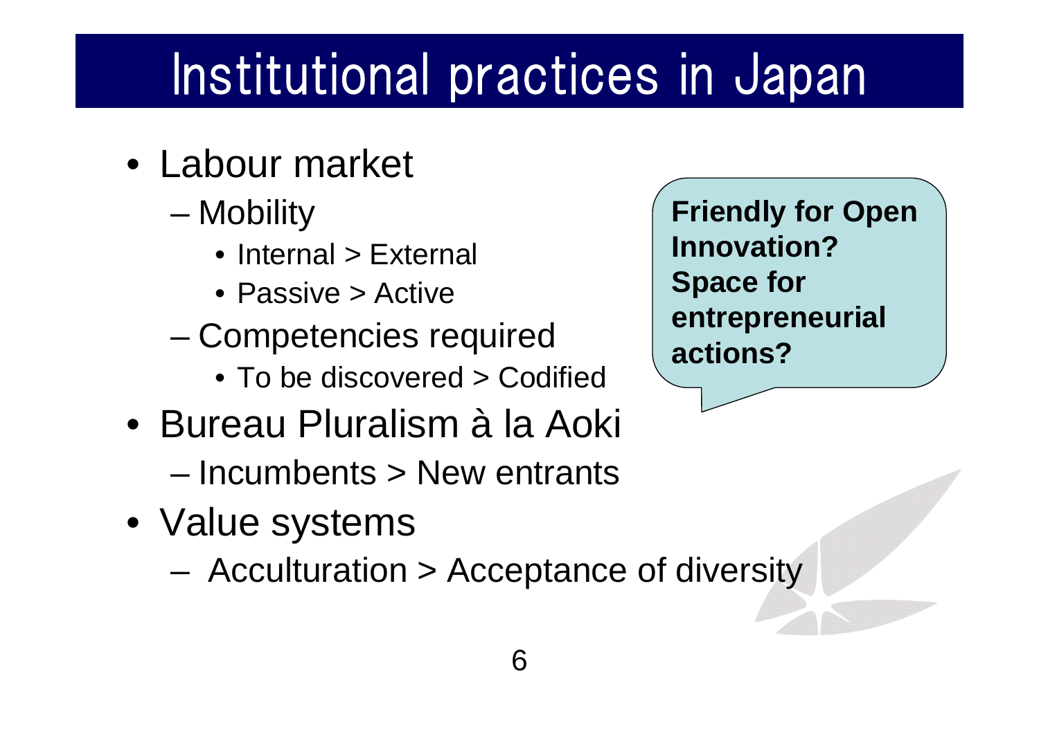# Institutional practices in Japan

- Labour market
  - Mobility
    - Internal > External
    - Passive > Active
  - Competencies required
    - To be discovered > Codified
- Bureau Pluralism à la Aoki
  - Incumbents > New entrants
- Value systems
  - Acculturation > Acceptance of diversity

**Friendly for Open Innovation? Space for entrepreneurial actions?**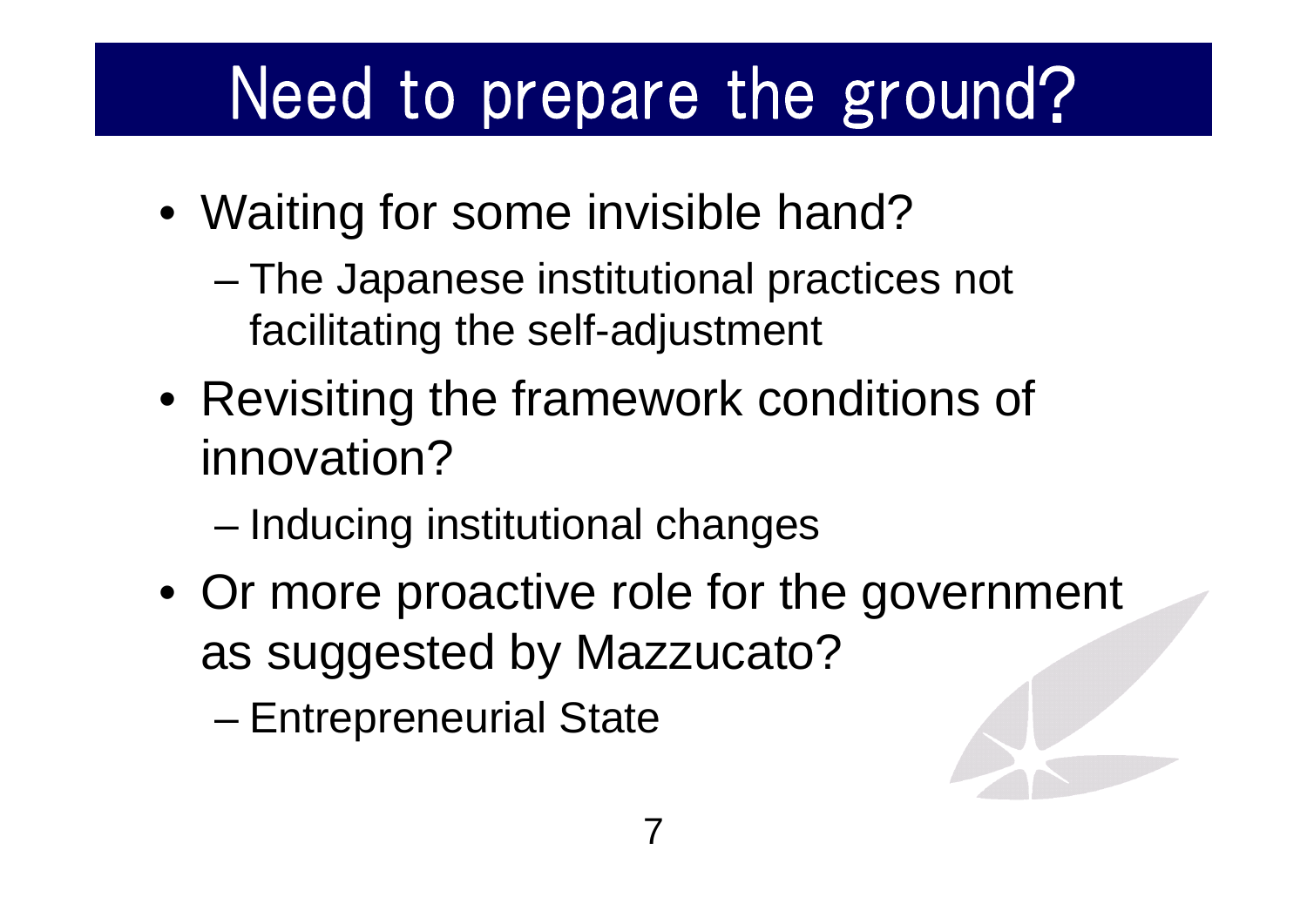# Need to prepare the ground?

- Waiting for some invisible hand?
  - The Japanese institutional practices not facilitating the self-adjustment
- Revisiting the framework conditions of innovation?
  - Inducing institutional changes
- Or more proactive role for the government as suggested by Mazzucato?
  - Entrepreneurial State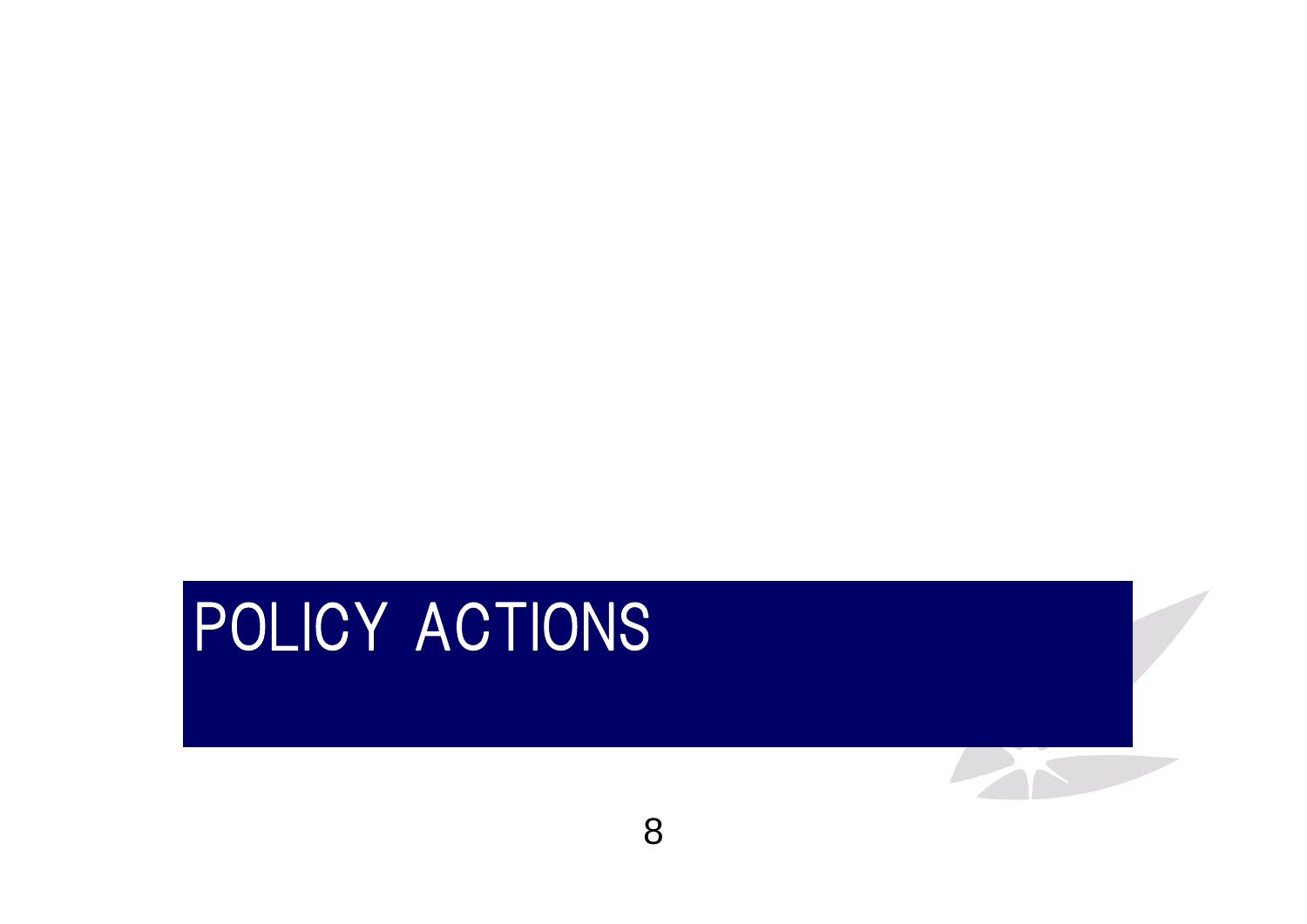# POLICY ACTIONS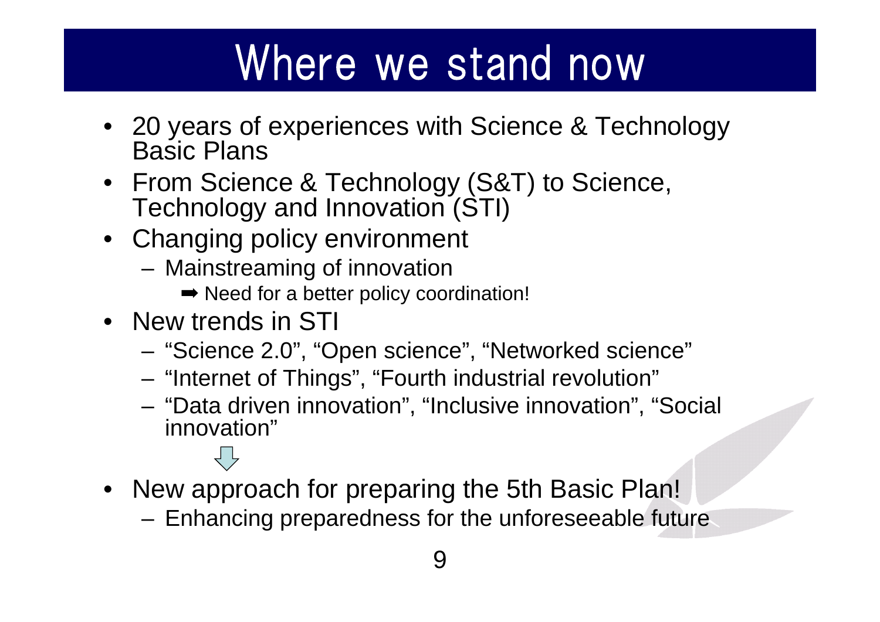# Where we stand now

- 20 years of experiences with Science & Technology Basic Plans
- From Science & Technology (S&T) to Science, Technology and Innovation (STI)
- Changing policy environment
  - Mainstreaming of innovation
    - ➡ Need for a better policy coordination!
- New trends in STI
  - "Science 2.0", "Open science", "Networked science"
  - "Internet of Things", "Fourth industrial revolution"
  - "Data driven innovation", "Inclusive innovation", "Social innovation"

⇩

- New approach for preparing the 5th Basic Plan!
  - Enhancing preparedness for the unforeseeable future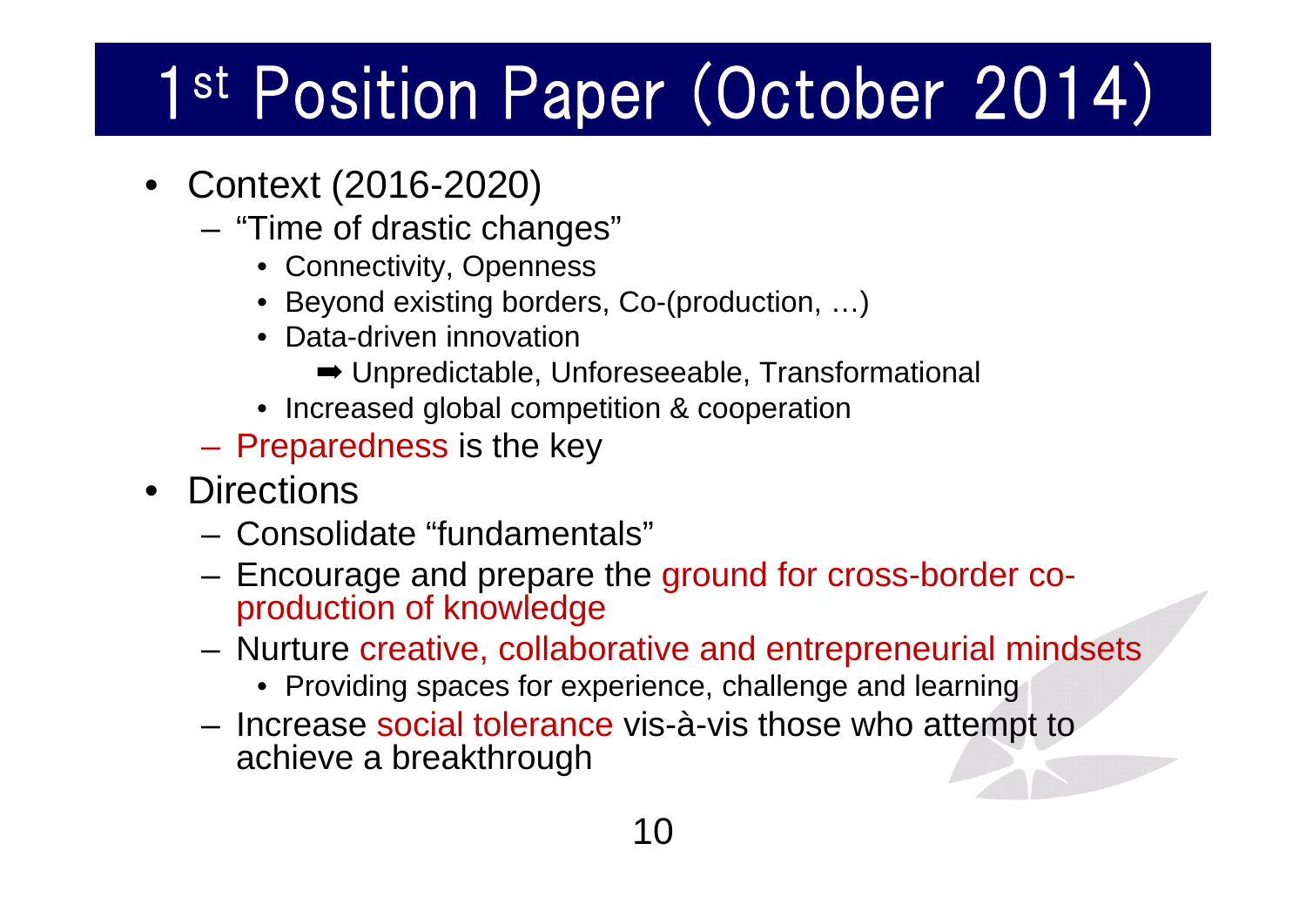# 1st Position Paper (October 2014)

- Context (2016-2020)
  - "Time of drastic changes"
    - Connectivity, Openness
    - Beyond existing borders, Co-(production, …)
    - Data-driven innovation
      - ➡ Unpredictable, Unforeseeable, Transformational
    - Increased global competition & cooperation
  - Preparedness is the key
- Directions
  - Consolidate "fundamentals"
  - Encourage and prepare the ground for cross-border co-production of knowledge
  - Nurture creative, collaborative and entrepreneurial mindsets
    - Providing spaces for experience, challenge and learning
  - Increase social tolerance vis-à-vis those who attempt to achieve a breakthrough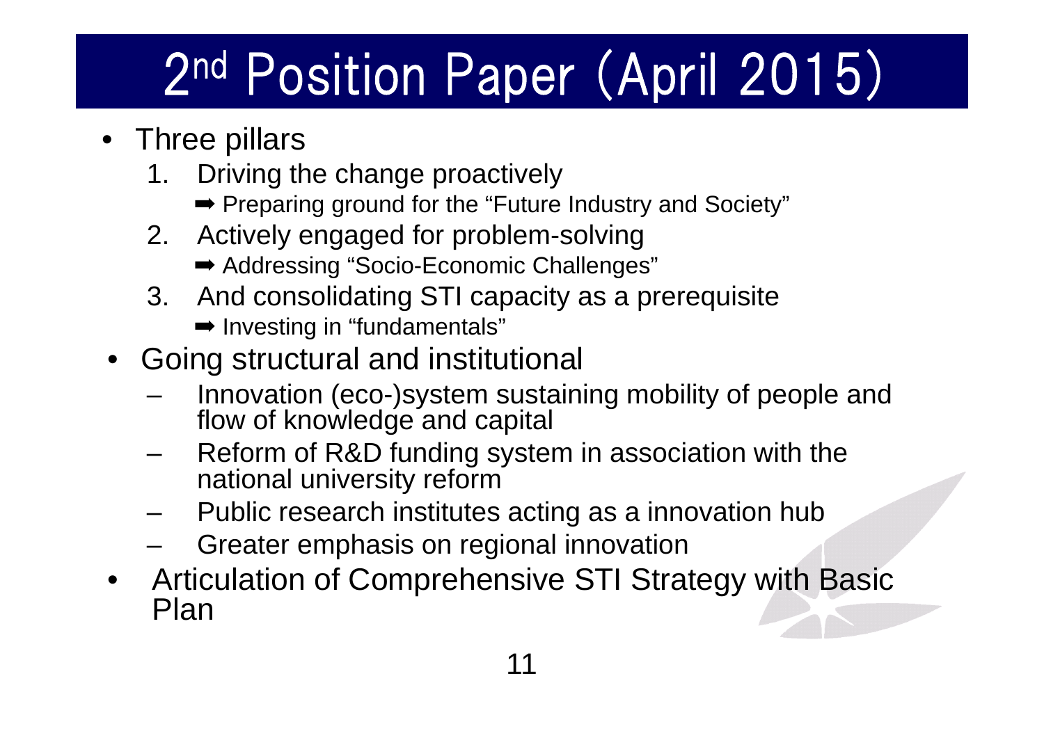# 2nd Position Paper (April 2015)

- Three pillars
  1. Driving the change proactively
     - ➡ Preparing ground for the "Future Industry and Society"
  2. Actively engaged for problem-solving
     - ➡ Addressing "Socio-Economic Challenges"
  3. And consolidating STI capacity as a prerequisite
     - ➡ Investing in "fundamentals"
- Going structural and institutional
  - Innovation (eco-)system sustaining mobility of people and flow of knowledge and capital
  - Reform of R&D funding system in association with the national university reform
  - Public research institutes acting as a innovation hub
  - Greater emphasis on regional innovation
- Articulation of Comprehensive STI Strategy with Basic Plan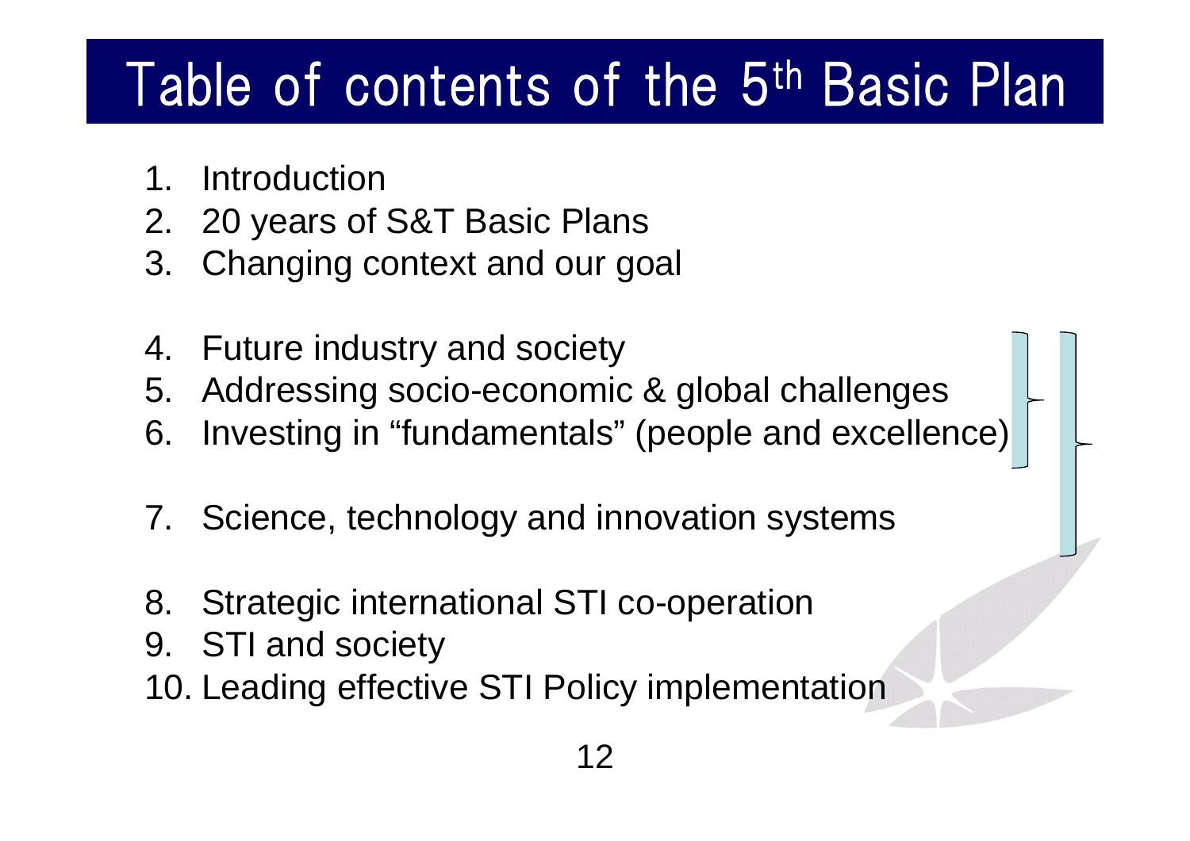# Table of contents of the 5th Basic Plan

1. Introduction
2. 20 years of S&T Basic Plans
3. Changing context and our goal

4. Future industry and society
5. Addressing socio-economic & global challenges
6. Investing in "fundamentals" (people and excellence)

7. Science, technology and innovation systems

8. Strategic international STI co-operation
9. STI and society
10. Leading effective STI Policy implementation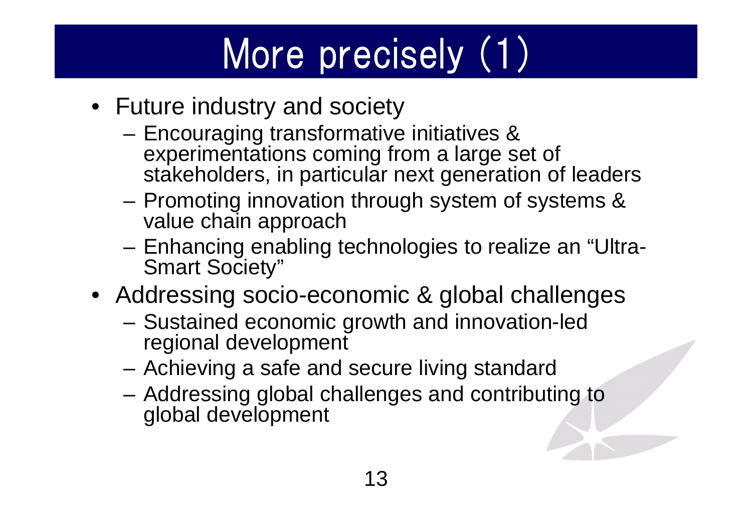# More precisely (1)

- Future industry and society
  - Encouraging transformative initiatives & experimentations coming from a large set of stakeholders, in particular next generation of leaders
  - Promoting innovation through system of systems & value chain approach
  - Enhancing enabling technologies to realize an "Ultra-Smart Society"
- Addressing socio-economic & global challenges
  - Sustained economic growth and innovation-led regional development
  - Achieving a safe and secure living standard
  - Addressing global challenges and contributing to global development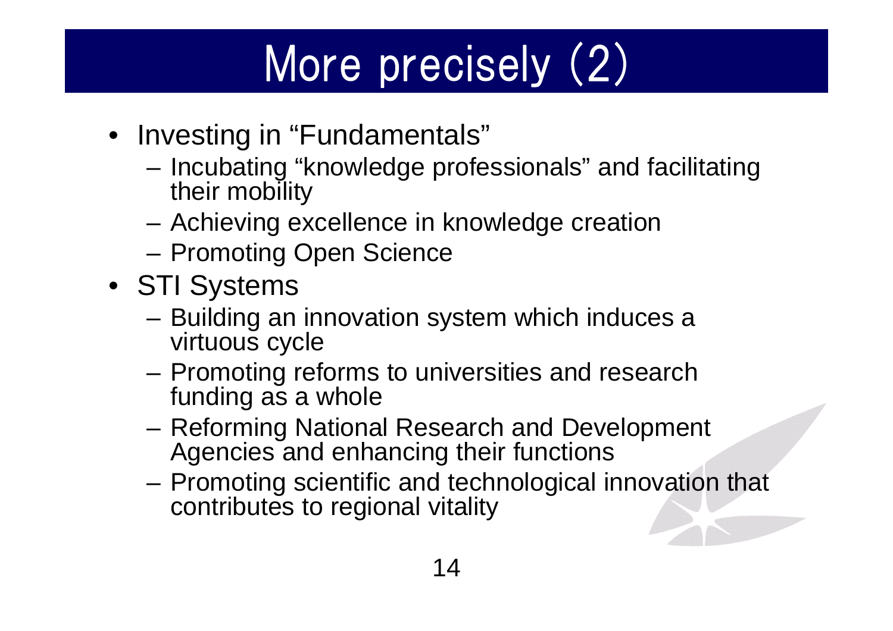# More precisely (2)

- Investing in “Fundamentals”
  - Incubating “knowledge professionals” and facilitating their mobility
  - Achieving excellence in knowledge creation
  - Promoting Open Science
- STI Systems
  - Building an innovation system which induces a virtuous cycle
  - Promoting reforms to universities and research funding as a whole
  - Reforming National Research and Development Agencies and enhancing their functions
  - Promoting scientific and technological innovation that contributes to regional vitality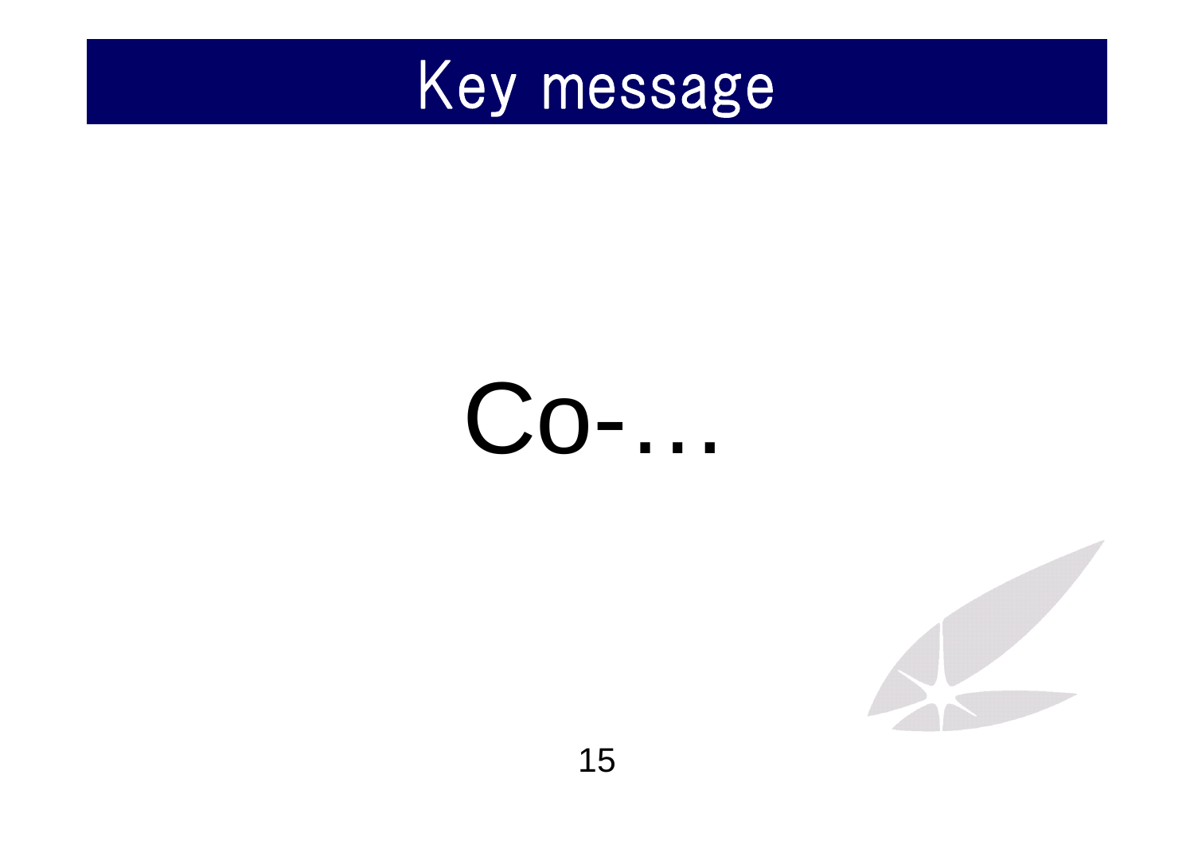# Key message

Co-…